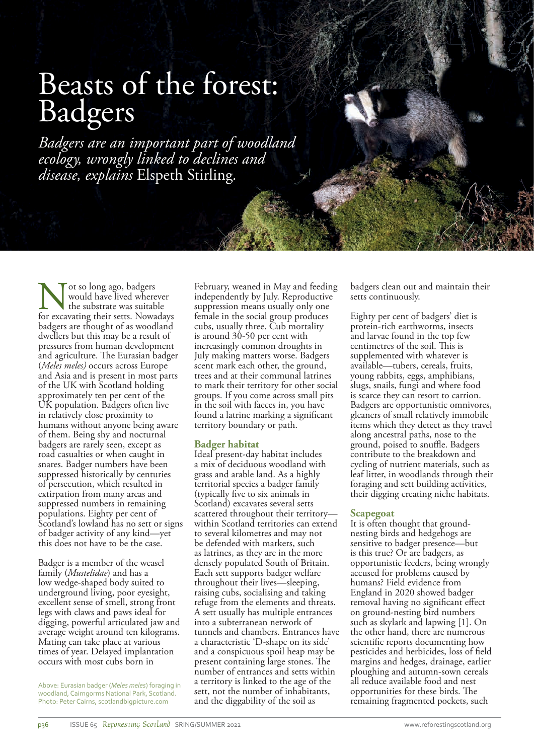# Beasts of the forest: Badgers

*Badgers are an important part of woodland ecology, wrongly linked to declines and disease, explains* Elspeth Stirling.

Not so long ago, badgers would have lived wherever the substrate was suitable for excavating their setts. Nowadays badgers are thought of as woodland dwellers but this may be a result of pressures from human development and agriculture. The Eurasian badger (*Meles meles)* occurs across Europe and Asia and is present in most parts of the UK with Scotland holding approximately ten per cent of the UK population. Badgers often live in relatively close proximity to humans without anyone being aware of them. Being shy and nocturnal badgers are rarely seen, except as road casualties or when caught in snares. Badger numbers have been suppressed historically by centuries of persecution, which resulted in extirpation from many areas and suppressed numbers in remaining populations. Eighty per cent of Scotland's lowland has no sett or signs of badger activity of any kind—yet this does not have to be the case.

Badger is a member of the weasel family (*Mustelidae*) and has a low wedge-shaped body suited to underground living, poor eyesight, excellent sense of smell, strong front legs with claws and paws ideal for digging, powerful articulated jaw and average weight around ten kilograms. Mating can take place at various times of year. Delayed implantation occurs with most cubs born in February, weaned in May and feeding independently by July. Reproductive suppression means usually only one female in the social group produces cubs, usually three. Cub mortality is around 30-50 per cent with increasingly common droughts in July making matters worse. Badgers scent mark each other, the ground, trees and at their communal latrines to mark their territory for other social groups. If you come across small pits in the soil with faeces in, you have found a latrine marking a significant territory boundary or path.

Above: Eurasian badger (*Meles meles*) foraging in woodland, Cairngorms National Park, Scotland. Photo: Peter Cairns, scotlandbigpicture.com

## Badger habitat

Ideal present-day habitat includes a mix of deciduous woodland with grass and arable land. As a highly territorial species a badger family (typically five to six animals in Scotland) excavates several setts scattered throughout their territory—within Scotland territories can extend to several kilometres and may not be defended with markers, such as latrines, as they are in the more densely populated South of Britain. Each sett supports badger welfare throughout their lives—sleeping, raising cubs, socialising and taking refuge from the elements and threats. A sett usually has multiple entrances into a subterranean network of tunnels and chambers. Entrances have a characteristic 'D-shape on its side' and a conspicuous spoil heap may be present containing large stones. The number of entrances and setts within a territory is linked to the age of the sett, not the number of inhabitants, and the diggability of the soil as badgers clean out and maintain their setts continuously.

Eighty per cent of badgers' diet is protein-rich earthworms, insects and larvae found in the top few centimetres of the soil. This is supplemented with whatever is available—tubers, cereals, fruits, young rabbits, eggs, amphibians, slugs, snails, fungi and where food is scarce they can resort to carrion. Badgers are opportunistic omnivores, gleaners of small relatively immobile items which they detect as they travel along ancestral paths, nose to the ground, poised to snuffle. Badgers contribute to the breakdown and cycling of nutrient materials, such as leaf litter, in woodlands through their foraging and sett building activities, their digging creating niche habitats.

## Scapegoat

It is often thought that ground-nesting birds and hedgehogs are sensitive to badger presence—but is this true? Or are badgers, as opportunistic feeders, being wrongly accused for problems caused by humans? Field evidence from England in 2020 showed badger removal having no significant effect on ground-nesting bird numbers such as skylark and lapwing [1]. On the other hand, there are numerous scientific reports documenting how pesticides and herbicides, loss of field margins and hedges, drainage, earlier ploughing and autumn-sown cereals all reduce available food and nest opportunities for these birds. The remaining fragmented pockets, such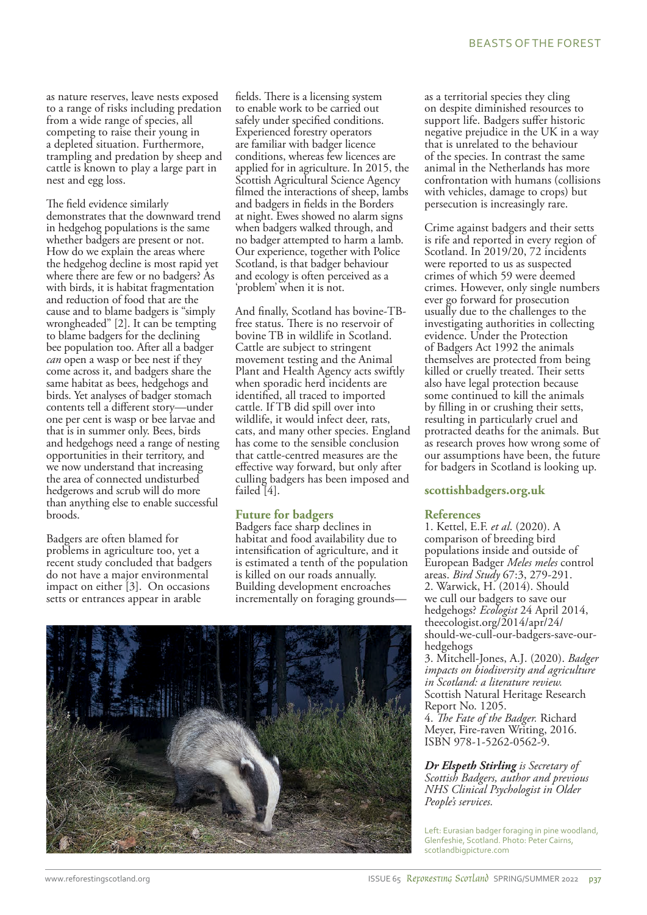as nature reserves, leave nests exposed to a range of risks including predation from a wide range of species, all competing to raise their young in a depleted situation. Furthermore, trampling and predation by sheep and cattle is known to play a large part in nest and egg loss.

The field evidence similarly demonstrates that the downward trend in hedgehog populations is the same whether badgers are present or not. How do we explain the areas where the hedgehog decline is most rapid yet where there are few or no badgers? As with birds, it is habitat fragmentation and reduction of food that are the cause and to blame badgers is "simply wrongheaded" [2]. It can be tempting to blame badgers for the declining bee population too. After all a badger *can* open a wasp or bee nest if they come across it, and badgers share the same habitat as bees, hedgehogs and birds. Yet analyses of badger stomach contents tell a different story—under one per cent is wasp or bee larvae and that is in summer only. Bees, birds and hedgehogs need a range of nesting opportunities in their territory, and we now understand that increasing the area of connected undisturbed hedgerows and scrub will do more than anything else to enable successful broods.

Badgers are often blamed for problems in agriculture too, yet a recent study concluded that badgers do not have a major environmental impact on either [3]. On occasions setts or entrances appear in arable fields. There is a licensing system to enable work to be carried out safely under specified conditions. Experienced forestry operators are familiar with badger licence conditions, whereas few licences are applied for in agriculture. In 2015, the Scottish Agricultural Science Agency filmed the interactions of sheep, lambs and badgers in fields in the Borders at night. Ewes showed no alarm signs when badgers walked through, and no badger attempted to harm a lamb. Our experience, together with Police Scotland, is that badger behaviour and ecology is often perceived as a 'problem' when it is not.

And finally, Scotland has bovine-TB-free status. There is no reservoir of bovine TB in wildlife in Scotland. Cattle are subject to stringent movement testing and the Animal Plant and Health Agency acts swiftly when sporadic herd incidents are identified, all traced to imported cattle. If TB did spill over into wildlife, it would infect deer, rats, cats, and many other species. England has come to the sensible conclusion that cattle-centred measures are the effective way forward, but only after culling badgers has been imposed and failed [4].

## Future for badgers

Badgers face sharp declines in habitat and food availability due to intensification of agriculture, and it is estimated a tenth of the population is killed on our roads annually. Building development encroaches incrementally on foraging grounds—as a territorial species they cling on despite diminished resources to support life. Badgers suffer historic negative prejudice in the UK in a way that is unrelated to the behaviour of the species. In contrast the same animal in the Netherlands has more confrontation with humans (collisions with vehicles, damage to crops) but persecution is increasingly rare.

Crime against badgers and their setts is rife and reported in every region of Scotland. In 2019/20, 72 incidents were reported to us as suspected crimes of which 59 were deemed crimes. However, only single numbers ever go forward for prosecution usually due to the challenges to the investigating authorities in collecting evidence. Under the Protection of Badgers Act 1992 the animals themselves are protected from being killed or cruelly treated. Their setts also have legal protection because some continued to kill the animals by filling in or crushing their setts, resulting in particularly cruel and protracted deaths for the animals. But as research proves how wrong some of our assumptions have been, the future for badgers in Scotland is looking up.

**scottishbadgers.org.uk**

## References

1. Kettel, E.F. *et al*. (2020). A comparison of breeding bird populations inside and outside of European Badger *Meles meles* control areas. *Bird Study* 67:3, 279-291.
2. Warwick, H. (2014). Should we cull our badgers to save our hedgehogs? *Ecologist* 24 April 2014, theecologist.org/2014/apr/24/should-we-cull-our-badgers-save-our-hedgehogs
3. Mitchell-Jones, A.J. (2020). *Badger impacts on biodiversity and agriculture in Scotland: a literature review.* Scottish Natural Heritage Research Report No. 1205.
4. *The Fate of the Badger.* Richard Meyer, Fire-raven Writing, 2016. ISBN 978-1-5262-0562-9.

***Dr Elspeth Stirling*** *is Secretary of Scottish Badgers, author and previous NHS Clinical Psychologist in Older People's services.*

Left: Eurasian badger foraging in pine woodland, Glenfeshie, Scotland. Photo: Peter Cairns, scotlandbigpicture.com